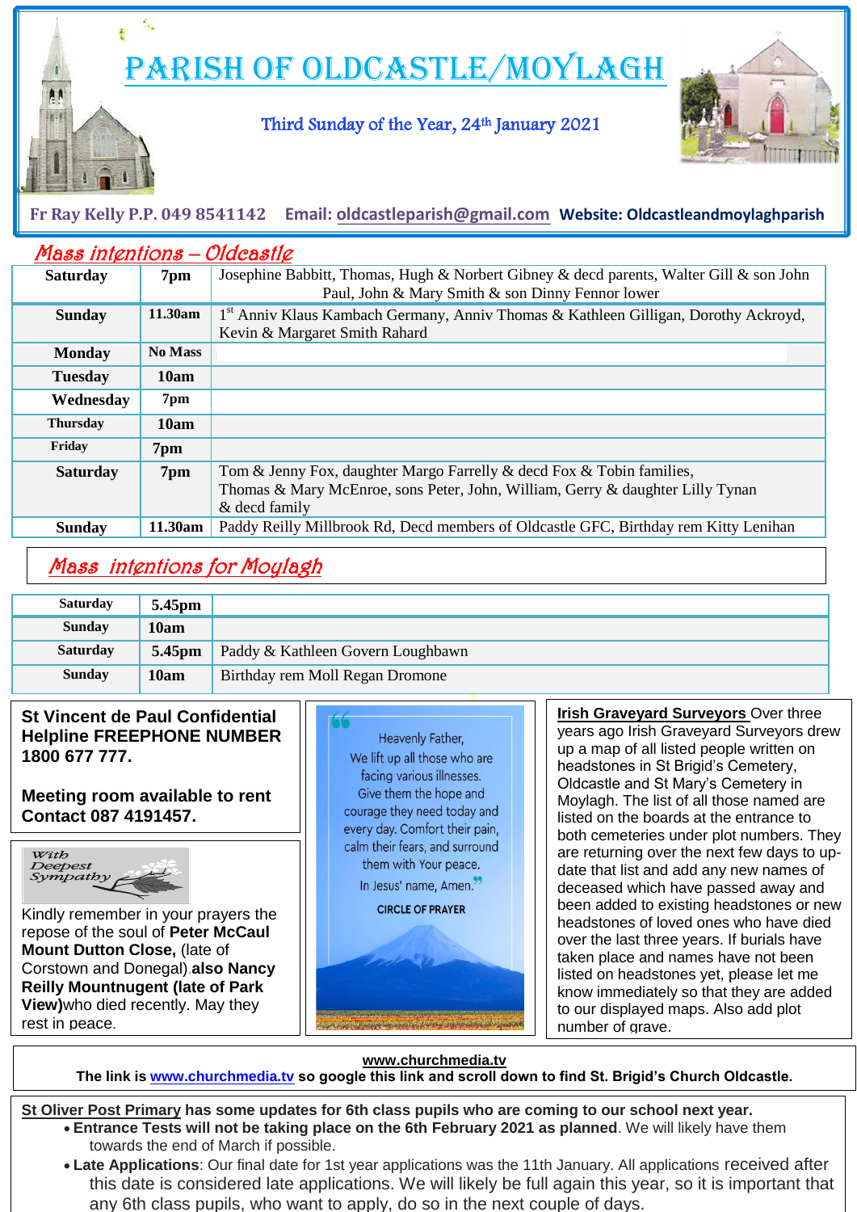# PARISH OF OLDCASTLE/MOYLAGH

Third Sunday of the Year, 24th January 2021

Fr Ray Kelly P.P. 049 8541142 Email: oldcastleparish@gmail.com Website: Oldcastleandmoylaghparish

## Mass intentions – Oldcastle

| | | |
|---|---|---|
| **Saturday** | **7pm** | Josephine Babbitt, Thomas, Hugh & Norbert Gibney & decd parents, Walter Gill & son John Paul, John & Mary Smith & son Dinny Fennor lower |
| **Sunday** | **11.30am** | 1st Anniv Klaus Kambach Germany, Anniv Thomas & Kathleen Gilligan, Dorothy Ackroyd, Kevin & Margaret Smith Rahard |
| **Monday** | **No Mass** | |
| **Tuesday** | **10am** | |
| **Wednesday** | **7pm** | |
| **Thursday** | **10am** | |
| **Friday** | **7pm** | |
| **Saturday** | **7pm** | Tom & Jenny Fox, daughter Margo Farrelly & decd Fox & Tobin families, Thomas & Mary McEnroe, sons Peter, John, William, Gerry & daughter Lilly Tynan & decd family |
| **Sunday** | **11.30am** | Paddy Reilly Millbrook Rd, Decd members of Oldcastle GFC, Birthday rem Kitty Lenihan |

## Mass intentions for Moylagh

| | | |
|---|---|---|
| **Saturday** | **5.45pm** | |
| **Sunday** | **10am** | |
| **Saturday** | **5.45pm** | Paddy & Kathleen Govern Loughbawn |
| **Sunday** | **10am** | Birthday rem Moll Regan Dromone |

**St Vincent de Paul Confidential Helpline FREEPHONE NUMBER 1800 677 777.**

**Meeting room available to rent Contact 087 4191457.**

*With Deepest Sympathy*

Kindly remember in your prayers the repose of the soul of **Peter McCaul Mount Dutton Close,** (late of Corstown and Donegal).**also Nancy Reilly Mountnugent (late of Park View)**who died recently. May they rest in peace.

"Heavenly Father,
We lift up all those who are facing various illnesses.
Give them the hope and courage they need today and every day. Comfort their pain, calm their fears, and surround them with Your peace.
In Jesus' name, Amen."

CIRCLE OF PRAYER

**Irish Graveyard Surveyors** Over three years ago Irish Graveyard Surveyors drew up a map of all listed people written on headstones in St Brigid's Cemetery, Oldcastle and St Mary's Cemetery in Moylagh. The list of all those named are listed on the boards at the entrance to both cemeteries under plot numbers. They are returning over the next few days to up-date that list and add any new names of deceased which have passed away and been added to existing headstones or new headstones of loved ones who have died over the last three years. If burials have taken place and names have not been listed on headstones yet, please let me know immediately so that they are added to our displayed maps. Also add plot number of grave.

**www.churchmedia.tv**
**The link is www.churchmedia.tv so google this link and scroll down to find St. Brigid's Church Oldcastle.**

**St Oliver Post Primary has some updates for 6th class pupils who are coming to our school next year.**

- **Entrance Tests will not be taking place on the 6th February 2021 as planned**. We will likely have them towards the end of March if possible.
- **Late Applications**: Our final date for 1st year applications was the 11th January. All applications received after this date is considered late applications. We will likely be full again this year, so it is important that any 6th class pupils, who want to apply, do so in the next couple of days.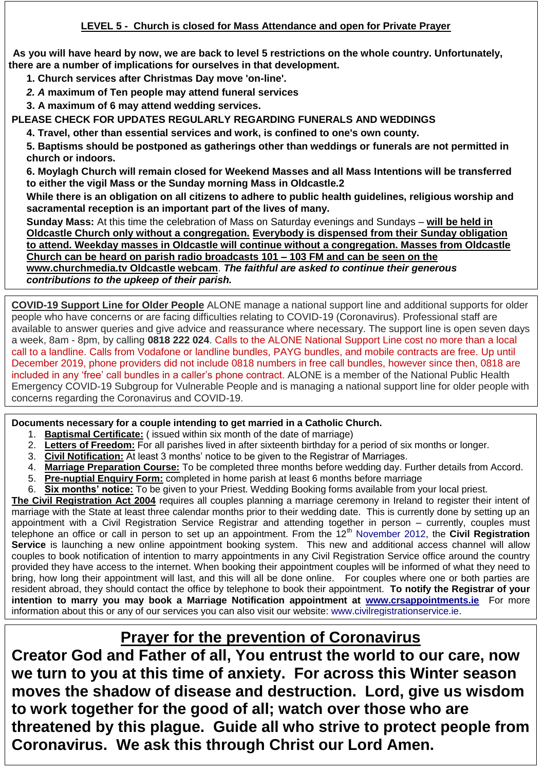## LEVEL 5 - Church is closed for Mass Attendance and open for Private Prayer

**As you will have heard by now, we are back to level 5 restrictions on the whole country. Unfortunately, there are a number of implications for ourselves in that development.**

1. **Church services after Christmas Day move 'on-line'.**
2. ***A* maximum of Ten people may attend funeral services**
3. **A maximum of 6 may attend wedding services.**

**PLEASE CHECK FOR UPDATES REGULARLY REGARDING FUNERALS AND WEDDINGS**

4. **Travel, other than essential services and work, is confined to one's own county.**
5. **Baptisms should be postponed as gatherings other than weddings or funerals are not permitted in church or indoors.**
6. **Moylagh Church will remain closed for Weekend Masses and all Mass Intentions will be transferred to either the vigil Mass or the Sunday morning Mass in Oldcastle.2**

**While there is an obligation on all citizens to adhere to public health guidelines, religious worship and sacramental reception is an important part of the lives of many.**

**Sunday Mass:** At this time the celebration of Mass on Saturday evenings and Sundays – **will be held in Oldcastle Church only without a congregation. Everybody is dispensed from their Sunday obligation to attend. Weekday masses in Oldcastle will continue without a congregation. Masses from Oldcastle Church can be heard on parish radio broadcasts 101 – 103 FM and can be seen on the www.churchmedia.tv Oldcastle webcam**. ***The faithful are asked to continue their generous contributions to the upkeep of their parish.***

---

**COVID-19 Support Line for Older People** ALONE manage a national support line and additional supports for older people who have concerns or are facing difficulties relating to COVID-19 (Coronavirus). Professional staff are available to answer queries and give advice and reassurance where necessary. The support line is open seven days a week, 8am - 8pm, by calling **0818 222 024**. Calls to the ALONE National Support Line cost no more than a local call to a landline. Calls from Vodafone or landline bundles, PAYG bundles, and mobile contracts are free. Up until December 2019, phone providers did not include 0818 numbers in free call bundles, however since then, 0818 are included in any 'free' call bundles in a caller's phone contract. ALONE is a member of the National Public Health Emergency COVID-19 Subgroup for Vulnerable People and is managing a national support line for older people with concerns regarding the Coronavirus and COVID-19.

---

**Documents necessary for a couple intending to get married in a Catholic Church.**

1. **Baptismal Certificate:** ( issued within six month of the date of marriage)
2. **Letters of Freedom:** For all parishes lived in after sixteenth birthday for a period of six months or longer.
3. **Civil Notification:** At least 3 months' notice to be given to the Registrar of Marriages.
4. **Marriage Preparation Course:** To be completed three months before wedding day. Further details from Accord.
5. **Pre-nuptial Enquiry Form:** completed in home parish at least 6 months before marriage
6. **Six months' notice:** To be given to your Priest. Wedding Booking forms available from your local priest.

**The Civil Registration Act 2004** requires all couples planning a marriage ceremony in Ireland to register their intent of marriage with the State at least three calendar months prior to their wedding date. This is currently done by setting up an appointment with a Civil Registration Service Registrar and attending together in person – currently, couples must telephone an office or call in person to set up an appointment. From the 12th November 2012, the **Civil Registration Service** is launching a new online appointment booking system. This new and additional access channel will allow couples to book notification of intention to marry appointments in any Civil Registration Service office around the country provided they have access to the internet. When booking their appointment couples will be informed of what they need to bring, how long their appointment will last, and this will all be done online. For couples where one or both parties are resident abroad, they should contact the office by telephone to book their appointment. **To notify the Registrar of your intention to marry you may book a Marriage Notification appointment at www.crsappointments.ie** For more information about this or any of our services you can also visit our website: www.civilregistrationservice.ie.

---

## Prayer for the prevention of Coronavirus

**Creator God and Father of all, You entrust the world to our care, now we turn to you at this time of anxiety. For across this Winter season moves the shadow of disease and destruction. Lord, give us wisdom to work together for the good of all; watch over those who are threatened by this plague. Guide all who strive to protect people from Coronavirus. We ask this through Christ our Lord Amen.**